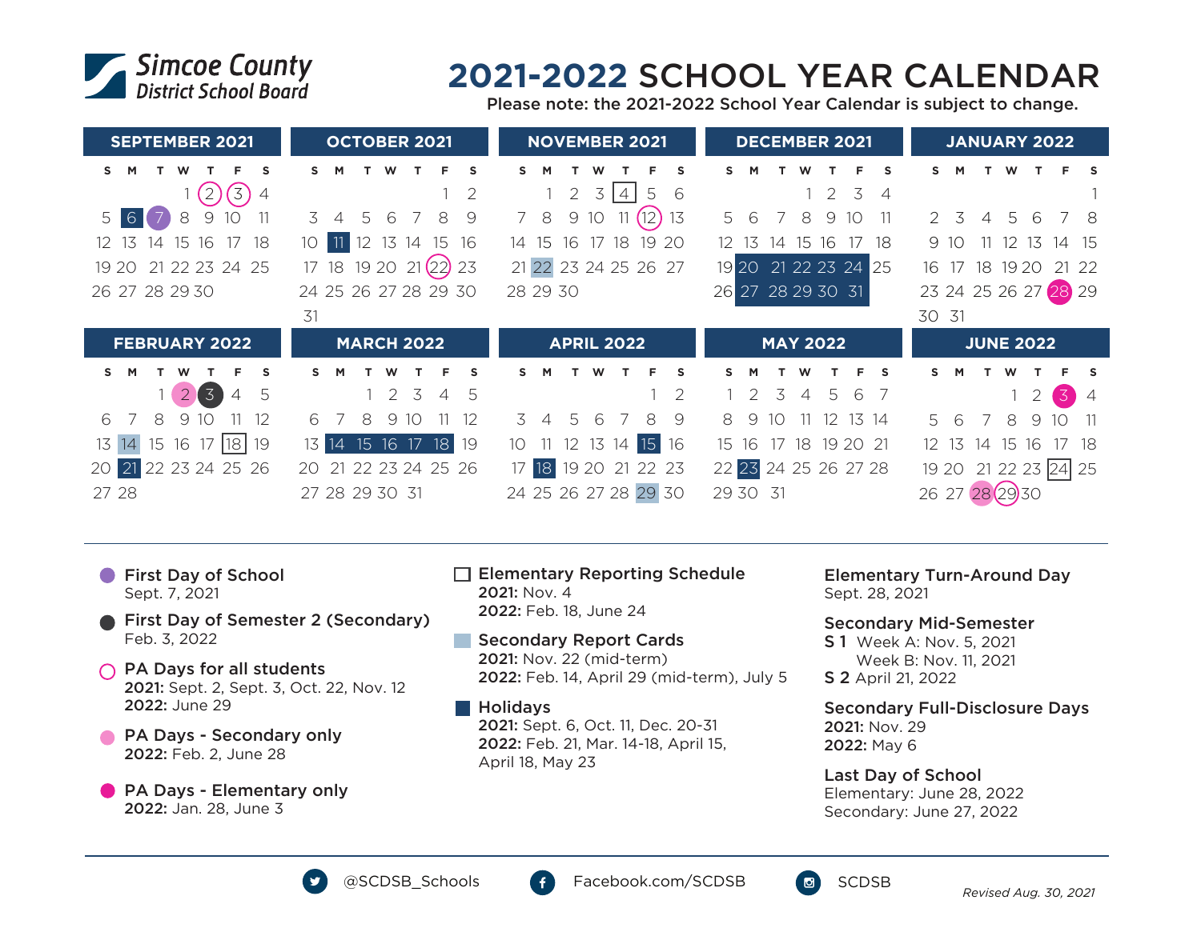# Simcoe County District School Board

# 2021-2022 SCHOOL YEAR CALENDAR

Please note: the 2021-2022 School Year Calendar is subject to change.

### SEPTEMBER 2021

| S | M | T | W | T | F | S |
|---|---|---|---|---|---|---|
| | | | 1 | 2 | 3 | 4 |
| 5 | 6 | 7 | 8 | 9 | 10 | 11 |
| 12 | 13 | 14 | 15 | 16 | 17 | 18 |
| 19 | 20 | 21 | 22 | 23 | 24 | 25 |
| 26 | 27 | 28 | 29 | 30 | | |

### OCTOBER 2021

| S | M | T | W | T | F | S |
|---|---|---|---|---|---|---|
| | | | | | 1 | 2 |
| 3 | 4 | 5 | 6 | 7 | 8 | 9 |
| 10 | 11 | 12 | 13 | 14 | 15 | 16 |
| 17 | 18 | 19 | 20 | 21 | 22 | 23 |
| 24 | 25 | 26 | 27 | 28 | 29 | 30 |
| 31 | | | | | | |

### NOVEMBER 2021

| S | M | T | W | T | F | S |
|---|---|---|---|---|---|---|
| | 1 | 2 | 3 | 4 | 5 | 6 |
| 7 | 8 | 9 | 10 | 11 | 12 | 13 |
| 14 | 15 | 16 | 17 | 18 | 19 | 20 |
| 21 | 22 | 23 | 24 | 25 | 26 | 27 |
| 28 | 29 | 30 | | | | |

### DECEMBER 2021

| S | M | T | W | T | F | S |
|---|---|---|---|---|---|---|
| | | | 1 | 2 | 3 | 4 |
| 5 | 6 | 7 | 8 | 9 | 10 | 11 |
| 12 | 13 | 14 | 15 | 16 | 17 | 18 |
| 19 | 20 | 21 | 22 | 23 | 24 | 25 |
| 26 | 27 | 28 | 29 | 30 | 31 | |

### JANUARY 2022

| S | M | T | W | T | F | S |
|---|---|---|---|---|---|---|
| | | | | | | 1 |
| 2 | 3 | 4 | 5 | 6 | 7 | 8 |
| 9 | 10 | 11 | 12 | 13 | 14 | 15 |
| 16 | 17 | 18 | 19 | 20 | 21 | 22 |
| 23 | 24 | 25 | 26 | 27 | 28 | 29 |
| 30 | 31 | | | | | |

### FEBRUARY 2022

| S | M | T | W | T | F | S |
|---|---|---|---|---|---|---|
| | | 1 | 2 | 3 | 4 | 5 |
| 6 | 7 | 8 | 9 | 10 | 11 | 12 |
| 13 | 14 | 15 | 16 | 17 | 18 | 19 |
| 20 | 21 | 22 | 23 | 24 | 25 | 26 |
| 27 | 28 | | | | | |

### MARCH 2022

| S | M | T | W | T | F | S |
|---|---|---|---|---|---|---|
| | | 1 | 2 | 3 | 4 | 5 |
| 6 | 7 | 8 | 9 | 10 | 11 | 12 |
| 13 | 14 | 15 | 16 | 17 | 18 | 19 |
| 20 | 21 | 22 | 23 | 24 | 25 | 26 |
| 27 | 28 | 29 | 30 | 31 | | |

### APRIL 2022

| S | M | T | W | T | F | S |
|---|---|---|---|---|---|---|
| | | | | | 1 | 2 |
| 3 | 4 | 5 | 6 | 7 | 8 | 9 |
| 10 | 11 | 12 | 13 | 14 | 15 | 16 |
| 17 | 18 | 19 | 20 | 21 | 22 | 23 |
| 24 | 25 | 26 | 27 | 28 | 29 | 30 |

### MAY 2022

| S | M | T | W | T | F | S |
|---|---|---|---|---|---|---|
| 1 | 2 | 3 | 4 | 5 | 6 | 7 |
| 8 | 9 | 10 | 11 | 12 | 13 | 14 |
| 15 | 16 | 17 | 18 | 19 | 20 | 21 |
| 22 | 23 | 24 | 25 | 26 | 27 | 28 |
| 29 | 30 | 31 | | | | |

### JUNE 2022

| S | M | T | W | T | F | S |
|---|---|---|---|---|---|---|
| | | | 1 | 2 | 3 | 4 |
| 5 | 6 | 7 | 8 | 9 | 10 | 11 |
| 12 | 13 | 14 | 15 | 16 | 17 | 18 |
| 19 | 20 | 21 | 22 | 23 | 24 | 25 |
| 26 | 27 | 28 | 29 | 30 | | |

**First Day of School**
Sept. 7, 2021

**First Day of Semester 2 (Secondary)**
Feb. 3, 2022

**PA Days for all students**
**2021:** Sept. 2, Sept. 3, Oct. 22, Nov. 12
**2022:** June 29

**PA Days - Secondary only**
**2022:** Feb. 2, June 28

**PA Days - Elementary only**
**2022:** Jan. 28, June 3

**Elementary Reporting Schedule**
**2021:** Nov. 4
**2022:** Feb. 18, June 24

**Secondary Report Cards**
**2021:** Nov. 22 (mid-term)
**2022:** Feb. 14, April 29 (mid-term), July 5

**Holidays**
**2021:** Sept. 6, Oct. 11, Dec. 20-31
**2022:** Feb. 21, Mar. 14-18, April 15, April 18, May 23

**Elementary Turn-Around Day**
Sept. 28, 2021

**Secondary Mid-Semester**
**S 1** Week A: Nov. 5, 2021
Week B: Nov. 11, 2021
**S 2** April 21, 2022

**Secondary Full-Disclosure Days**
**2021:** Nov. 29
**2022:** May 6

**Last Day of School**
Elementary: June 28, 2022
Secondary: June 27, 2022

@SCDSB_Schools | Facebook.com/SCDSB | SCDSB

*Revised Aug. 30, 2021*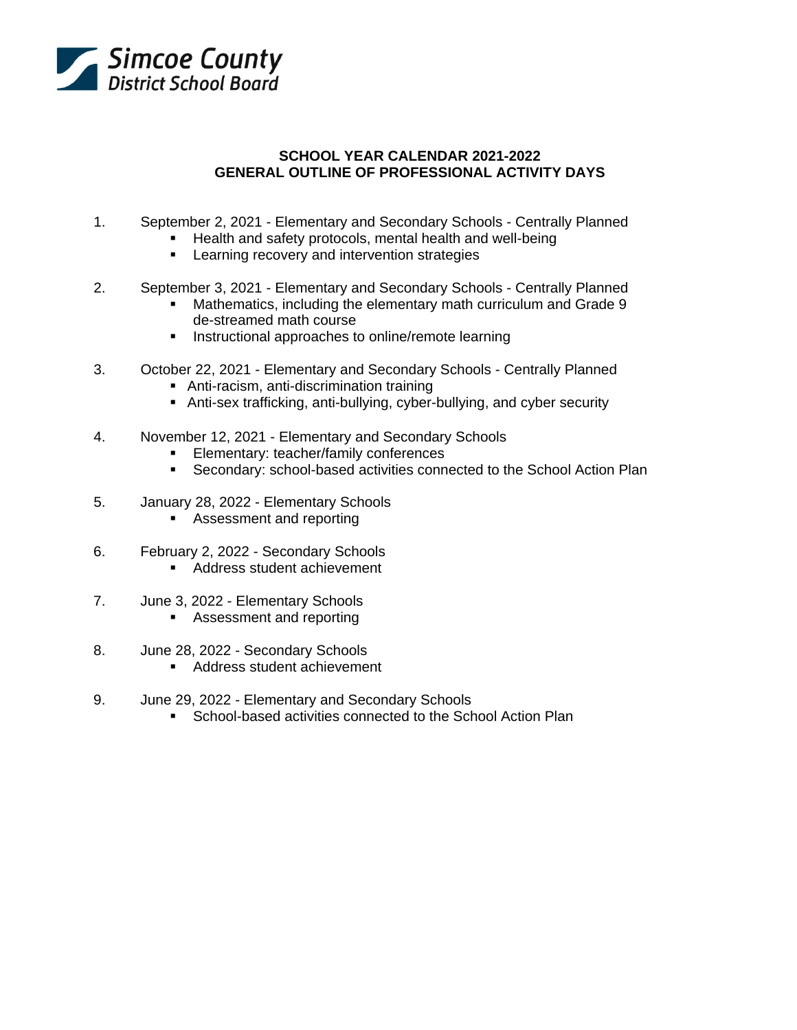Simcoe County District School Board

**SCHOOL YEAR CALENDAR 2021-2022**
**GENERAL OUTLINE OF PROFESSIONAL ACTIVITY DAYS**

1. September 2, 2021 - Elementary and Secondary Schools - Centrally Planned
   - Health and safety protocols, mental health and well-being
   - Learning recovery and intervention strategies

2. September 3, 2021 - Elementary and Secondary Schools - Centrally Planned
   - Mathematics, including the elementary math curriculum and Grade 9 de-streamed math course
   - Instructional approaches to online/remote learning

3. October 22, 2021 - Elementary and Secondary Schools - Centrally Planned
   - Anti-racism, anti-discrimination training
   - Anti-sex trafficking, anti-bullying, cyber-bullying, and cyber security

4. November 12, 2021 - Elementary and Secondary Schools
   - Elementary: teacher/family conferences
   - Secondary: school-based activities connected to the School Action Plan

5. January 28, 2022 - Elementary Schools
   - Assessment and reporting

6. February 2, 2022 - Secondary Schools
   - Address student achievement

7. June 3, 2022 - Elementary Schools
   - Assessment and reporting

8. June 28, 2022 - Secondary Schools
   - Address student achievement

9. June 29, 2022 - Elementary and Secondary Schools
   - School-based activities connected to the School Action Plan